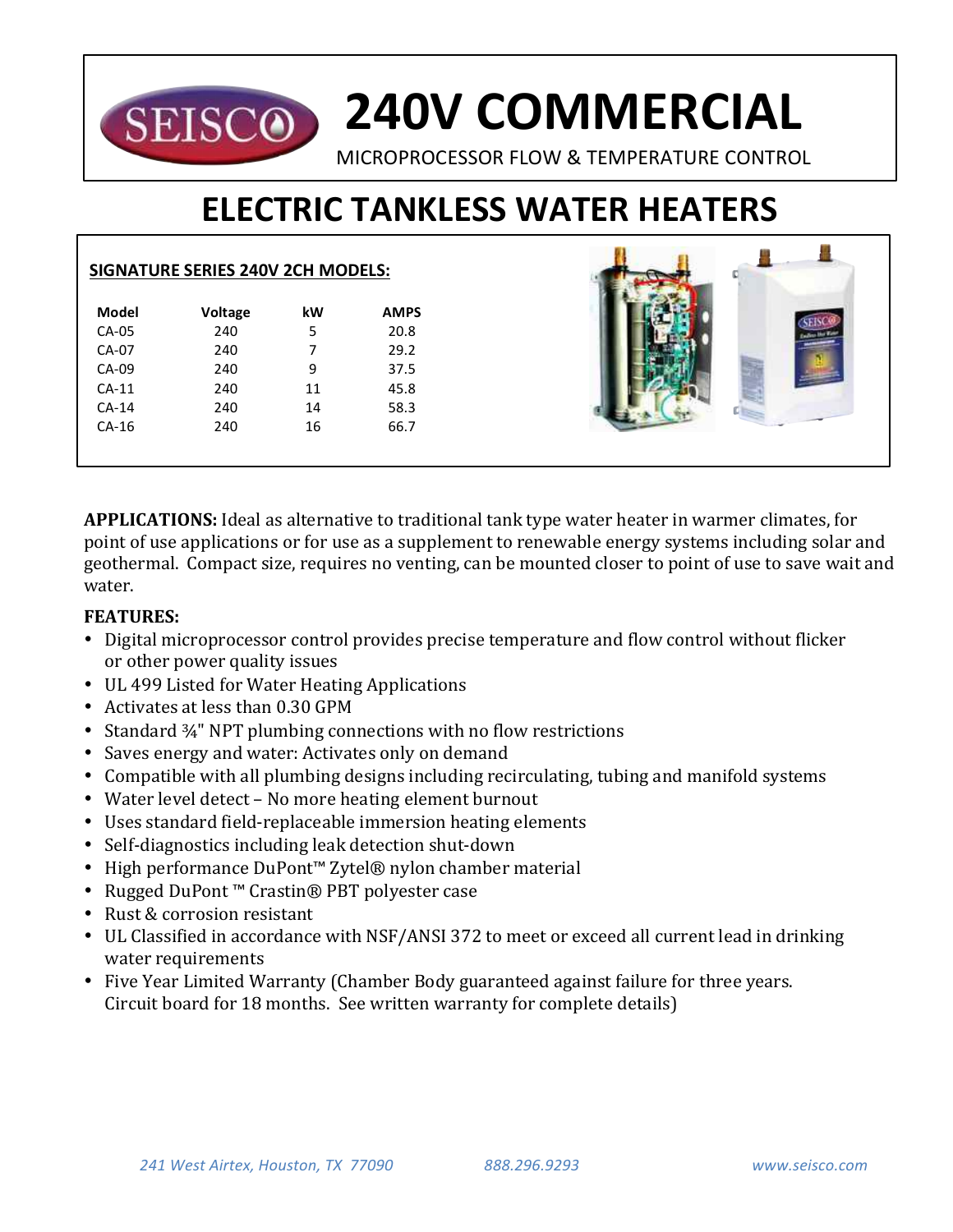# 240V COMMERCIAL

MICROPROCESSOR FLOW & TEMPERATURE CONTROL

# ELECTRIC TANKLESS WATER HEATERS

**SIGNATURE SERIES 240V 2CH MODELS:**

| Model | Voltage | kW | AMPS |
|---|---|---|---|
| CA-05 | 240 | 5 | 20.8 |
| CA-07 | 240 | 7 | 29.2 |
| CA-09 | 240 | 9 | 37.5 |
| CA-11 | 240 | 11 | 45.8 |
| CA-14 | 240 | 14 | 58.3 |
| CA-16 | 240 | 16 | 66.7 |

**APPLICATIONS:** Ideal as alternative to traditional tank type water heater in warmer climates, for point of use applications or for use as a supplement to renewable energy systems including solar and geothermal. Compact size, requires no venting, can be mounted closer to point of use to save wait and water.

**FEATURES:**

- Digital microprocessor control provides precise temperature and flow control without flicker or other power quality issues
- UL 499 Listed for Water Heating Applications
- Activates at less than 0.30 GPM
- Standard ¾" NPT plumbing connections with no flow restrictions
- Saves energy and water: Activates only on demand
- Compatible with all plumbing designs including recirculating, tubing and manifold systems
- Water level detect – No more heating element burnout
- Uses standard field-replaceable immersion heating elements
- Self-diagnostics including leak detection shut-down
- High performance DuPont™ Zytel® nylon chamber material
- Rugged DuPont ™ Crastin® PBT polyester case
- Rust & corrosion resistant
- UL Classified in accordance with NSF/ANSI 372 to meet or exceed all current lead in drinking water requirements
- Five Year Limited Warranty (Chamber Body guaranteed against failure for three years. Circuit board for 18 months. See written warranty for complete details)

*241 West Airtex, Houston, TX 77090* *888.296.9293* *www.seisco.com*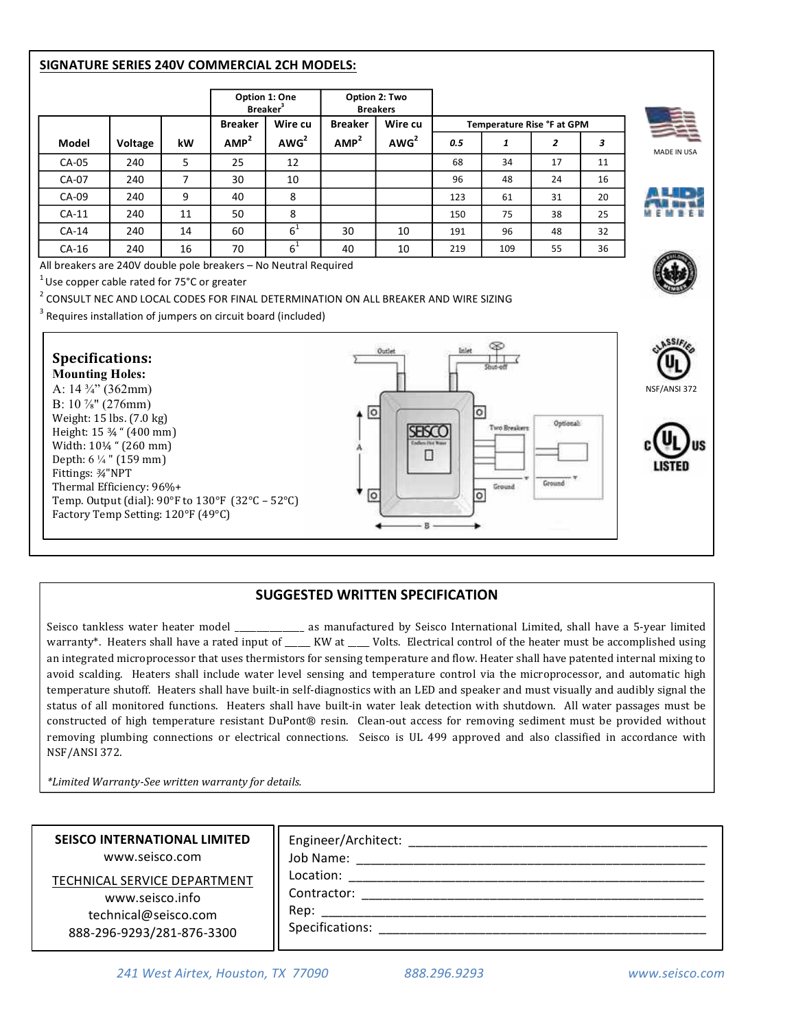## SIGNATURE SERIES 240V COMMERCIAL 2CH MODELS:

| | | | Option 1: One Breaker[3] | | Option 2: Two Breakers | | Temperature Rise °F at GPM | | | |
|---|---|---|---|---|---|---|---|---|---|---|
| Model | Voltage | kW | Breaker AMP[2] | Wire cu AWG[2] | Breaker AMP[2] | Wire cu AWG[2] | 0.5 | 1 | 2 | 3 |
| CA-05 | 240 | 5 | 25 | 12 | | | 68 | 34 | 17 | 11 |
| CA-07 | 240 | 7 | 30 | 10 | | | 96 | 48 | 24 | 16 |
| CA-09 | 240 | 9 | 40 | 8 | | | 123 | 61 | 31 | 20 |
| CA-11 | 240 | 11 | 50 | 8 | | | 150 | 75 | 38 | 25 |
| CA-14 | 240 | 14 | 60 | 6[1] | 30 | 10 | 191 | 96 | 48 | 32 |
| CA-16 | 240 | 16 | 70 | 6[1] | 40 | 10 | 219 | 109 | 55 | 36 |

All breakers are 240V double pole breakers – No Neutral Required

[1] Use copper cable rated for 75°C or greater

[2] CONSULT NEC AND LOCAL CODES FOR FINAL DETERMINATION ON ALL BREAKER AND WIRE SIZING

[3] Requires installation of jumpers on circuit board (included)

MADE IN USA

NSF/ANSI 372

### Specifications:

**Mounting Holes:**
A: 14 ¾" (362mm)
B: 10 ⅞" (276mm)
Weight: 15 lbs. (7.0 kg)
Height: 15 ¾ " (400 mm)
Width: 10¼ " (260 mm)
Depth: 6 ¼ " (159 mm)
Fittings: ¾"NPT
Thermal Efficiency: 96%+
Temp. Output (dial): 90°F to 130°F (32°C – 52°C)
Factory Temp Setting: 120°F (49°C)

Outlet
Inlet
Shut-off
Two Breakers
Optional:
Ground
Ground
A
B

## SUGGESTED WRITTEN SPECIFICATION

Seisco tankless water heater model ____________ as manufactured by Seisco International Limited, shall have a 5-year limited warranty*. Heaters shall have a rated input of _____ KW at ____ Volts. Electrical control of the heater must be accomplished using an integrated microprocessor that uses thermistors for sensing temperature and flow. Heater shall have patented internal mixing to avoid scalding. Heaters shall include water level sensing and temperature control via the microprocessor, and automatic high temperature shutoff. Heaters shall have built-in self-diagnostics with an LED and speaker and must visually and audibly signal the status of all monitored functions. Heaters shall have built-in water leak detection with shutdown. All water passages must be constructed of high temperature resistant DuPont® resin. Clean-out access for removing sediment must be provided without removing plumbing connections or electrical connections. Seisco is UL 499 approved and also classified in accordance with NSF/ANSI 372.

*Limited Warranty-See written warranty for details.*

**SEISCO INTERNATIONAL LIMITED**
www.seisco.com

TECHNICAL SERVICE DEPARTMENT
www.seisco.info
technical@seisco.com
888-296-9293/281-876-3300

Engineer/Architect: ____________________
Job Name: ____________________
Location: ____________________
Contractor: ____________________
Rep: ____________________
Specifications: ____________________

241 West Airtex, Houston, TX 77090 | 888.296.9293 | www.seisco.com